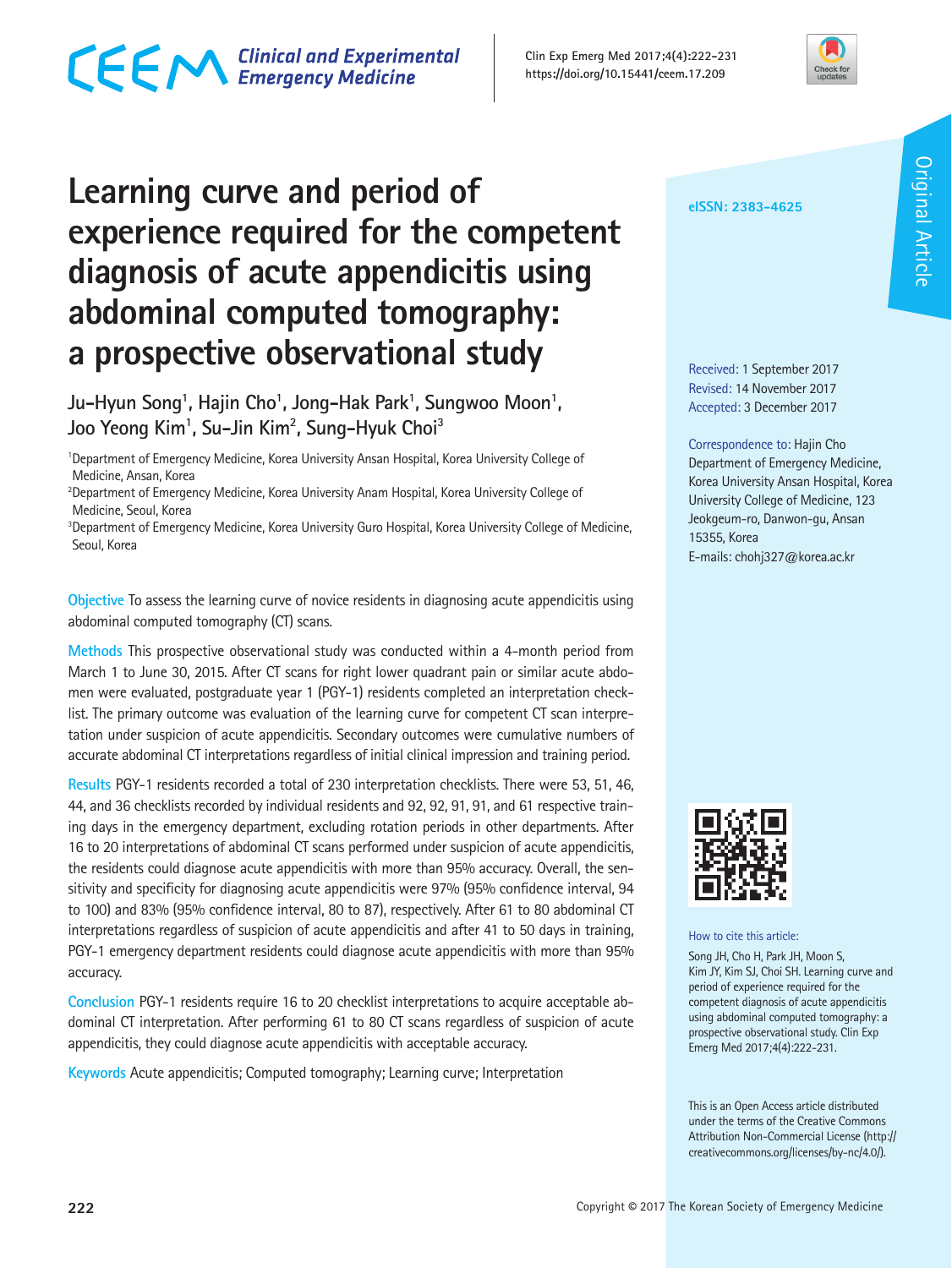# Learning curve and period of experience required for the competent diagnosis of acute appendicitis using abdominal computed tomography: a prospective observational study

Ju-Hyun Song[1], Hajin Cho[1], Jong-Hak Park[1], Sungwoo Moon[1], Joo Yeong Kim[1], Su-Jin Kim[2], Sung-Hyuk Choi[3]

[1]Department of Emergency Medicine, Korea University Ansan Hospital, Korea University College of Medicine, Ansan, Korea
[2]Department of Emergency Medicine, Korea University Anam Hospital, Korea University College of Medicine, Seoul, Korea
[3]Department of Emergency Medicine, Korea University Guro Hospital, Korea University College of Medicine, Seoul, Korea

eISSN: 2383-4625

Original Article

Received: 1 September 2017
Revised: 14 November 2017
Accepted: 3 December 2017

Correspondence to: Hajin Cho
Department of Emergency Medicine, Korea University Ansan Hospital, Korea University College of Medicine, 123 Jeokgeum-ro, Danwon-gu, Ansan 15355, Korea
E-mails: chohj327@korea.ac.kr

**Objective** To assess the learning curve of novice residents in diagnosing acute appendicitis using abdominal computed tomography (CT) scans.

**Methods** This prospective observational study was conducted within a 4-month period from March 1 to June 30, 2015. After CT scans for right lower quadrant pain or similar acute abdomen were evaluated, postgraduate year 1 (PGY-1) residents completed an interpretation checklist. The primary outcome was evaluation of the learning curve for competent CT scan interpretation under suspicion of acute appendicitis. Secondary outcomes were cumulative numbers of accurate abdominal CT interpretations regardless of initial clinical impression and training period.

**Results** PGY-1 residents recorded a total of 230 interpretation checklists. There were 53, 51, 46, 44, and 36 checklists recorded by individual residents and 92, 92, 91, 91, and 61 respective training days in the emergency department, excluding rotation periods in other departments. After 16 to 20 interpretations of abdominal CT scans performed under suspicion of acute appendicitis, the residents could diagnose acute appendicitis with more than 95% accuracy. Overall, the sensitivity and specificity for diagnosing acute appendicitis were 97% (95% confidence interval, 94 to 100) and 83% (95% confidence interval, 80 to 87), respectively. After 61 to 80 abdominal CT interpretations regardless of suspicion of acute appendicitis and after 41 to 50 days in training, PGY-1 emergency department residents could diagnose acute appendicitis with more than 95% accuracy.

**Conclusion** PGY-1 residents require 16 to 20 checklist interpretations to acquire acceptable abdominal CT interpretation. After performing 61 to 80 CT scans regardless of suspicion of acute appendicitis, they could diagnose acute appendicitis with acceptable accuracy.

**Keywords** Acute appendicitis; Computed tomography; Learning curve; Interpretation

How to cite this article:
Song JH, Cho H, Park JH, Moon S, Kim JY, Kim SJ, Choi SH. Learning curve and period of experience required for the competent diagnosis of acute appendicitis using abdominal computed tomography: a prospective observational study. Clin Exp Emerg Med 2017;4(4):222-231.

This is an Open Access article distributed under the terms of the Creative Commons Attribution Non-Commercial License (http://creativecommons.org/licenses/by-nc/4.0/).

Copyright © 2017 The Korean Society of Emergency Medicine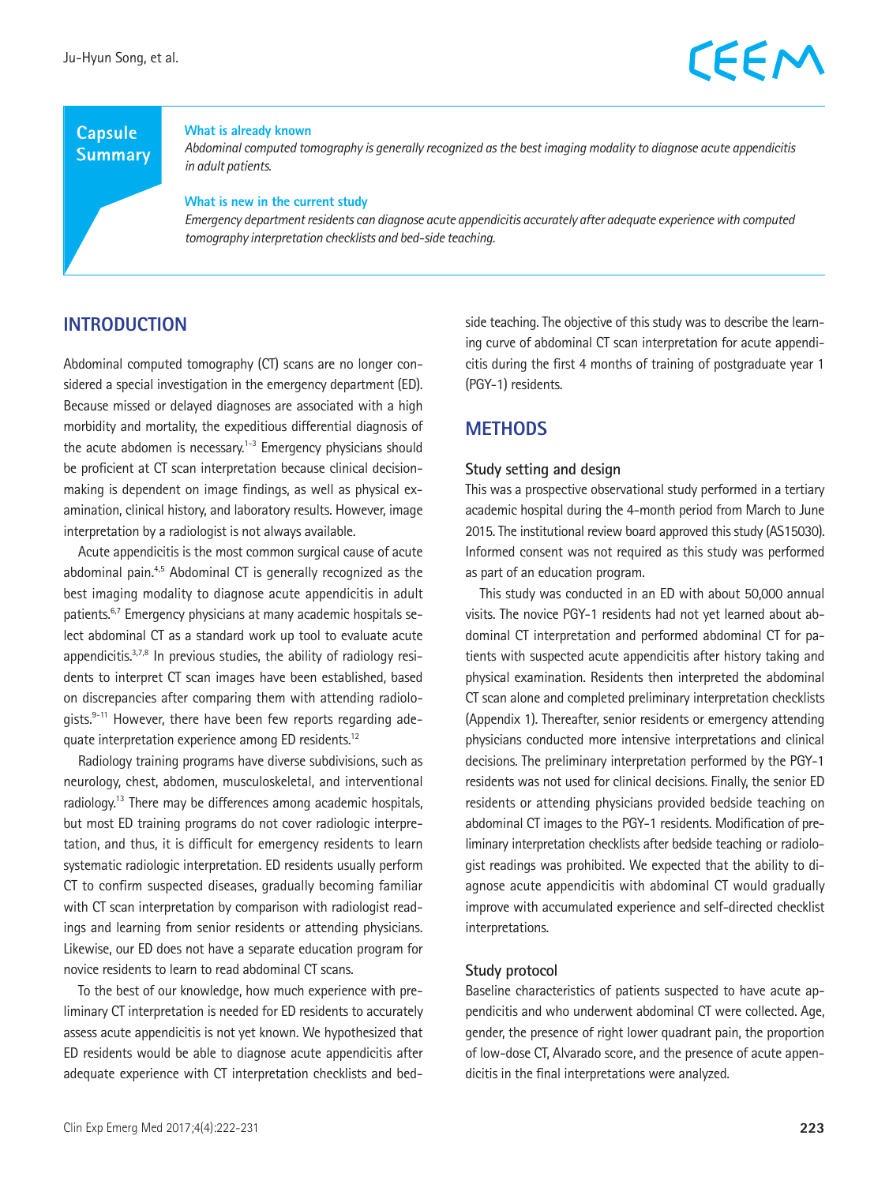**Capsule Summary**

**What is already known**

*Abdominal computed tomography is generally recognized as the best imaging modality to diagnose acute appendicitis in adult patients.*

**What is new in the current study**

*Emergency department residents can diagnose acute appendicitis accurately after adequate experience with computed tomography interpretation checklists and bed-side teaching.*

## INTRODUCTION

Abdominal computed tomography (CT) scans are no longer considered a special investigation in the emergency department (ED). Because missed or delayed diagnoses are associated with a high morbidity and mortality, the expeditious differential diagnosis of the acute abdomen is necessary.[1-3] Emergency physicians should be proficient at CT scan interpretation because clinical decision-making is dependent on image findings, as well as physical examination, clinical history, and laboratory results. However, image interpretation by a radiologist is not always available.

Acute appendicitis is the most common surgical cause of acute abdominal pain.[4,5] Abdominal CT is generally recognized as the best imaging modality to diagnose acute appendicitis in adult patients.[6,7] Emergency physicians at many academic hospitals select abdominal CT as a standard work up tool to evaluate acute appendicitis.[3,7,8] In previous studies, the ability of radiology residents to interpret CT scan images have been established, based on discrepancies after comparing them with attending radiologists.[9-11] However, there have been few reports regarding adequate interpretation experience among ED residents.[12]

Radiology training programs have diverse subdivisions, such as neurology, chest, abdomen, musculoskeletal, and interventional radiology.[13] There may be differences among academic hospitals, but most ED training programs do not cover radiologic interpretation, and thus, it is difficult for emergency residents to learn systematic radiologic interpretation. ED residents usually perform CT to confirm suspected diseases, gradually becoming familiar with CT scan interpretation by comparison with radiologist readings and learning from senior residents or attending physicians. Likewise, our ED does not have a separate education program for novice residents to learn to read abdominal CT scans.

To the best of our knowledge, how much experience with preliminary CT interpretation is needed for ED residents to accurately assess acute appendicitis is not yet known. We hypothesized that ED residents would be able to diagnose acute appendicitis after adequate experience with CT interpretation checklists and bedside teaching. The objective of this study was to describe the learning curve of abdominal CT scan interpretation for acute appendicitis during the first 4 months of training of postgraduate year 1 (PGY-1) residents.

## METHODS

### Study setting and design

This was a prospective observational study performed in a tertiary academic hospital during the 4-month period from March to June 2015. The institutional review board approved this study (AS15030). Informed consent was not required as this study was performed as part of an education program.

This study was conducted in an ED with about 50,000 annual visits. The novice PGY-1 residents had not yet learned about abdominal CT interpretation and performed abdominal CT for patients with suspected acute appendicitis after history taking and physical examination. Residents then interpreted the abdominal CT scan alone and completed preliminary interpretation checklists (Appendix 1). Thereafter, senior residents or emergency attending physicians conducted more intensive interpretations and clinical decisions. The preliminary interpretation performed by the PGY-1 residents was not used for clinical decisions. Finally, the senior ED residents or attending physicians provided bedside teaching on abdominal CT images to the PGY-1 residents. Modification of preliminary interpretation checklists after bedside teaching or radiologist readings was prohibited. We expected that the ability to diagnose acute appendicitis with abdominal CT would gradually improve with accumulated experience and self-directed checklist interpretations.

### Study protocol

Baseline characteristics of patients suspected to have acute appendicitis and who underwent abdominal CT were collected. Age, gender, the presence of right lower quadrant pain, the proportion of low-dose CT, Alvarado score, and the presence of acute appendicitis in the final interpretations were analyzed.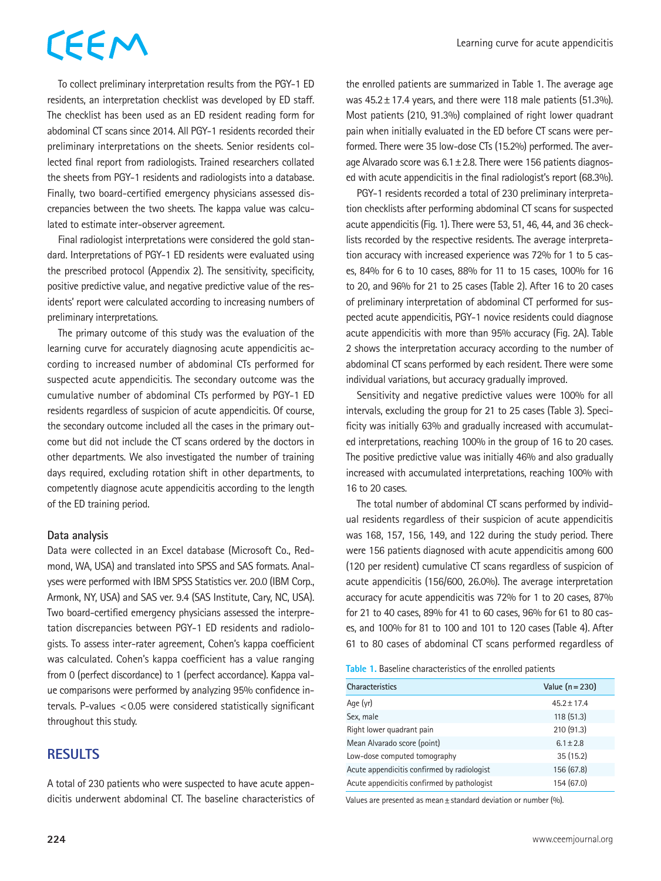To collect preliminary interpretation results from the PGY-1 ED residents, an interpretation checklist was developed by ED staff. The checklist has been used as an ED resident reading form for abdominal CT scans since 2014. All PGY-1 residents recorded their preliminary interpretations on the sheets. Senior residents collected final report from radiologists. Trained researchers collated the sheets from PGY-1 residents and radiologists into a database. Finally, two board-certified emergency physicians assessed discrepancies between the two sheets. The kappa value was calculated to estimate inter-observer agreement.

Final radiologist interpretations were considered the gold standard. Interpretations of PGY-1 ED residents were evaluated using the prescribed protocol (Appendix 2). The sensitivity, specificity, positive predictive value, and negative predictive value of the residents' report were calculated according to increasing numbers of preliminary interpretations.

The primary outcome of this study was the evaluation of the learning curve for accurately diagnosing acute appendicitis according to increased number of abdominal CTs performed for suspected acute appendicitis. The secondary outcome was the cumulative number of abdominal CTs performed by PGY-1 ED residents regardless of suspicion of acute appendicitis. Of course, the secondary outcome included all the cases in the primary outcome but did not include the CT scans ordered by the doctors in other departments. We also investigated the number of training days required, excluding rotation shift in other departments, to competently diagnose acute appendicitis according to the length of the ED training period.

### Data analysis

Data were collected in an Excel database (Microsoft Co., Redmond, WA, USA) and translated into SPSS and SAS formats. Analyses were performed with IBM SPSS Statistics ver. 20.0 (IBM Corp., Armonk, NY, USA) and SAS ver. 9.4 (SAS Institute, Cary, NC, USA). Two board-certified emergency physicians assessed the interpretation discrepancies between PGY-1 ED residents and radiologists. To assess inter-rater agreement, Cohen's kappa coefficient was calculated. Cohen's kappa coefficient has a value ranging from 0 (perfect discordance) to 1 (perfect accordance). Kappa value comparisons were performed by analyzing 95% confidence intervals. P-values $<0.05$ were considered statistically significant throughout this study.

## RESULTS

A total of 230 patients who were suspected to have acute appendicitis underwent abdominal CT. The baseline characteristics of the enrolled patients are summarized in Table 1. The average age was $45.2 \pm 17.4$ years, and there were 118 male patients (51.3%). Most patients (210, 91.3%) complained of right lower quadrant pain when initially evaluated in the ED before CT scans were performed. There were 35 low-dose CTs (15.2%) performed. The average Alvarado score was $6.1 \pm 2.8$. There were 156 patients diagnosed with acute appendicitis in the final radiologist's report (68.3%).

PGY-1 residents recorded a total of 230 preliminary interpretation checklists after performing abdominal CT scans for suspected acute appendicitis (Fig. 1). There were 53, 51, 46, 44, and 36 checklists recorded by the respective residents. The average interpretation accuracy with increased experience was 72% for 1 to 5 cases, 84% for 6 to 10 cases, 88% for 11 to 15 cases, 100% for 16 to 20, and 96% for 21 to 25 cases (Table 2). After 16 to 20 cases of preliminary interpretation of abdominal CT performed for suspected acute appendicitis, PGY-1 novice residents could diagnose acute appendicitis with more than 95% accuracy (Fig. 2A). Table 2 shows the interpretation accuracy according to the number of abdominal CT scans performed by each resident. There were some individual variations, but accuracy gradually improved.

Sensitivity and negative predictive values were 100% for all intervals, excluding the group for 21 to 25 cases (Table 3). Specificity was initially 63% and gradually increased with accumulated interpretations, reaching 100% in the group of 16 to 20 cases. The positive predictive value was initially 46% and also gradually increased with accumulated interpretations, reaching 100% with 16 to 20 cases.

The total number of abdominal CT scans performed by individual residents regardless of their suspicion of acute appendicitis was 168, 157, 156, 149, and 122 during the study period. There were 156 patients diagnosed with acute appendicitis among 600 (120 per resident) cumulative CT scans regardless of suspicion of acute appendicitis (156/600, 26.0%). The average interpretation accuracy for acute appendicitis was 72% for 1 to 20 cases, 87% for 21 to 40 cases, 89% for 41 to 60 cases, 96% for 61 to 80 cases, and 100% for 81 to 100 and 101 to 120 cases (Table 4). After 61 to 80 cases of abdominal CT scans performed regardless of

**Table 1.** Baseline characteristics of the enrolled patients

| Characteristics | Value (n = 230) |
|---|---|
| Age (yr) | 45.2 ± 17.4 |
| Sex, male | 118 (51.3) |
| Right lower quadrant pain | 210 (91.3) |
| Mean Alvarado score (point) | 6.1 ± 2.8 |
| Low-dose computed tomography | 35 (15.2) |
| Acute appendicitis confirmed by radiologist | 156 (67.8) |
| Acute appendicitis confirmed by pathologist | 154 (67.0) |

Values are presented as mean ± standard deviation or number (%).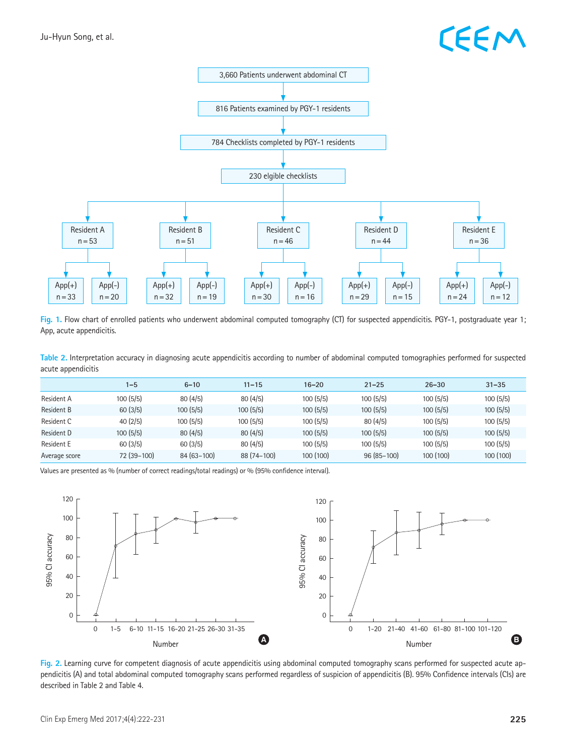3,660 Patients underwent abdominal CT

816 Patients examined by PGY-1 residents

784 Checklists completed by PGY-1 residents

230 elgible checklists

Resident A n = 53

Resident B n = 51

Resident C n = 46

Resident D n = 44

Resident E n = 36

App(+) n = 33
App(-) n = 20

App(+) n = 32
App(-) n = 19

App(+) n = 30
App(-) n = 16

App(+) n = 29
App(-) n = 15

App(+) n = 24
App(-) n = 12

**Fig. 1.** Flow chart of enrolled patients who underwent abdominal computed tomography (CT) for suspected appendicitis. PGY-1, postgraduate year 1; App, acute appendicitis.

**Table 2.** Interpretation accuracy in diagnosing acute appendicitis according to number of abdominal computed tomographies performed for suspected acute appendicitis

| | 1–5 | 6–10 | 11–15 | 16–20 | 21–25 | 26–30 | 31–35 |
|---|---|---|---|---|---|---|---|
| Resident A | 100 (5/5) | 80 (4/5) | 80 (4/5) | 100 (5/5) | 100 (5/5) | 100 (5/5) | 100 (5/5) |
| Resident B | 60 (3/5) | 100 (5/5) | 100 (5/5) | 100 (5/5) | 100 (5/5) | 100 (5/5) | 100 (5/5) |
| Resident C | 40 (2/5) | 100 (5/5) | 100 (5/5) | 100 (5/5) | 80 (4/5) | 100 (5/5) | 100 (5/5) |
| Resident D | 100 (5/5) | 80 (4/5) | 80 (4/5) | 100 (5/5) | 100 (5/5) | 100 (5/5) | 100 (5/5) |
| Resident E | 60 (3/5) | 60 (3/5) | 80 (4/5) | 100 (5/5) | 100 (5/5) | 100 (5/5) | 100 (5/5) |
| Average score | 72 (39–100) | 84 (63–100) | 88 (74–100) | 100 (100) | 96 (85–100) | 100 (100) | 100 (100) |

Values are presented as % (number of correct readings/total readings) or % (95% confidence interval).

A

95% CI accuracy

120
100
80
60
40
20
0

0 1-5 6-10 11-15 16-20 21-25 26-30 31-35

Number

B

95% CI accuracy

120
100
80
60
40
20
0

0 1-20 21-40 41-60 61-80 81-100 101-120

Number

**Fig. 2.** Learning curve for competent diagnosis of acute appendicitis using abdominal computed tomography scans performed for suspected acute appendicitis (A) and total abdominal computed tomography scans performed regardless of suspicion of appendicitis (B). 95% Confidence intervals (CIs) are described in Table 2 and Table 4.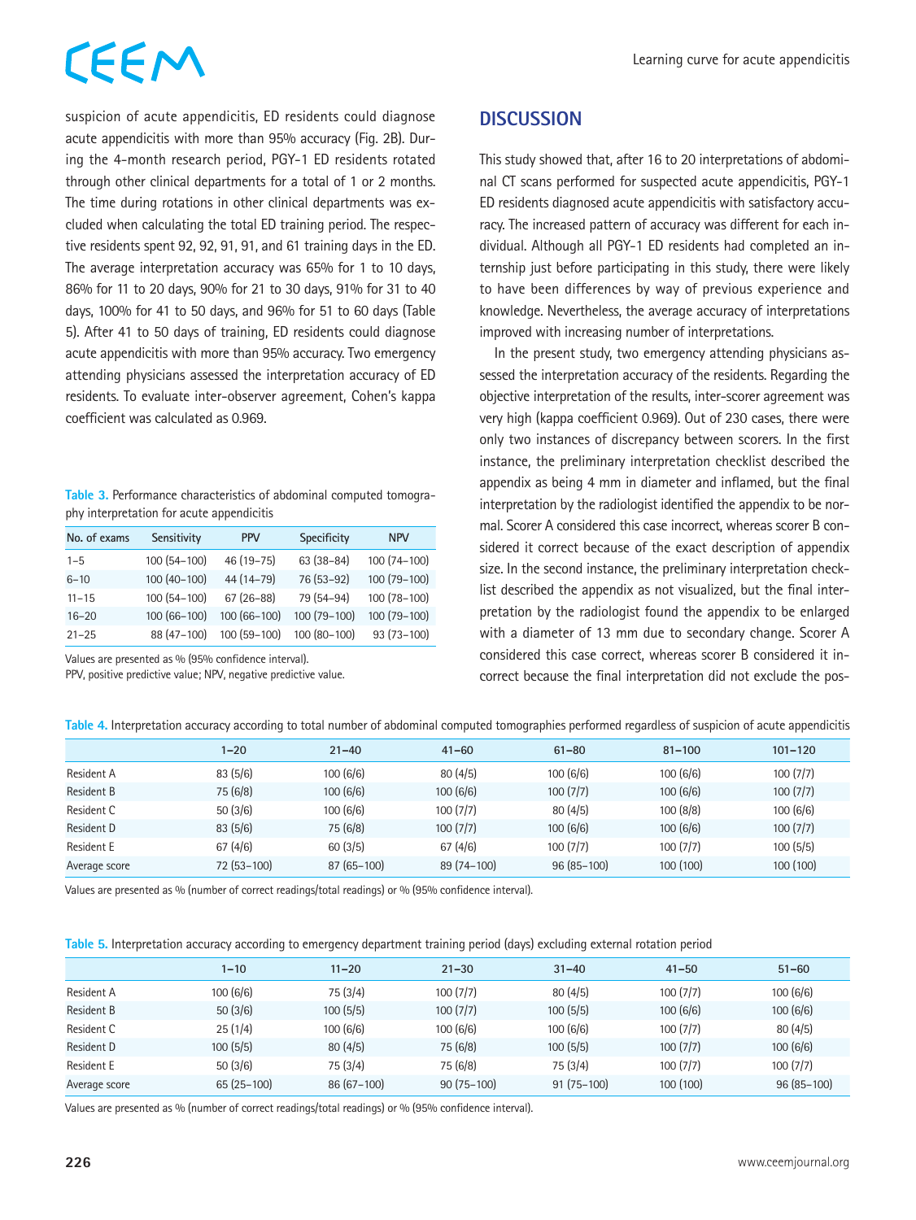suspicion of acute appendicitis, ED residents could diagnose acute appendicitis with more than 95% accuracy (Fig. 2B). During the 4-month research period, PGY-1 ED residents rotated through other clinical departments for a total of 1 or 2 months. The time during rotations in other clinical departments was excluded when calculating the total ED training period. The respective residents spent 92, 92, 91, 91, and 61 training days in the ED. The average interpretation accuracy was 65% for 1 to 10 days, 86% for 11 to 20 days, 90% for 21 to 30 days, 91% for 31 to 40 days, 100% for 41 to 50 days, and 96% for 51 to 60 days (Table 5). After 41 to 50 days of training, ED residents could diagnose acute appendicitis with more than 95% accuracy. Two emergency attending physicians assessed the interpretation accuracy of ED residents. To evaluate inter-observer agreement, Cohen's kappa coefficient was calculated as 0.969.

**Table 3.** Performance characteristics of abdominal computed tomography interpretation for acute appendicitis

| No. of exams | Sensitivity | PPV | Specificity | NPV |
|---|---|---|---|---|
| 1–5 | 100 (54–100) | 46 (19–75) | 63 (38–84) | 100 (74–100) |
| 6–10 | 100 (40–100) | 44 (14–79) | 76 (53–92) | 100 (79–100) |
| 11–15 | 100 (54–100) | 67 (26–88) | 79 (54–94) | 100 (78–100) |
| 16–20 | 100 (66–100) | 100 (66–100) | 100 (79–100) | 100 (79–100) |
| 21–25 | 88 (47–100) | 100 (59–100) | 100 (80–100) | 93 (73–100) |

Values are presented as % (95% confidence interval).
PPV, positive predictive value; NPV, negative predictive value.

## DISCUSSION

This study showed that, after 16 to 20 interpretations of abdominal CT scans performed for suspected acute appendicitis, PGY-1 ED residents diagnosed acute appendicitis with satisfactory accuracy. The increased pattern of accuracy was different for each individual. Although all PGY-1 ED residents had completed an internship just before participating in this study, there were likely to have been differences by way of previous experience and knowledge. Nevertheless, the average accuracy of interpretations improved with increasing number of interpretations.

In the present study, two emergency attending physicians assessed the interpretation accuracy of the residents. Regarding the objective interpretation of the results, inter-scorer agreement was very high (kappa coefficient 0.969). Out of 230 cases, there were only two instances of discrepancy between scorers. In the first instance, the preliminary interpretation checklist described the appendix as being 4 mm in diameter and inflamed, but the final interpretation by the radiologist identified the appendix to be normal. Scorer A considered this case incorrect, whereas scorer B considered it correct because of the exact description of appendix size. In the second instance, the preliminary interpretation checklist described the appendix as not visualized, but the final interpretation by the radiologist found the appendix to be enlarged with a diameter of 13 mm due to secondary change. Scorer A considered this case correct, whereas scorer B considered it incorrect because the final interpretation did not exclude the pos-

**Table 4.** Interpretation accuracy according to total number of abdominal computed tomographies performed regardless of suspicion of acute appendicitis

| | 1–20 | 21–40 | 41–60 | 61–80 | 81–100 | 101–120 |
|---|---|---|---|---|---|---|
| Resident A | 83 (5/6) | 100 (6/6) | 80 (4/5) | 100 (6/6) | 100 (6/6) | 100 (7/7) |
| Resident B | 75 (6/8) | 100 (6/6) | 100 (6/6) | 100 (7/7) | 100 (6/6) | 100 (7/7) |
| Resident C | 50 (3/6) | 100 (6/6) | 100 (7/7) | 80 (4/5) | 100 (8/8) | 100 (6/6) |
| Resident D | 83 (5/6) | 75 (6/8) | 100 (7/7) | 100 (6/6) | 100 (6/6) | 100 (7/7) |
| Resident E | 67 (4/6) | 60 (3/5) | 67 (4/6) | 100 (7/7) | 100 (7/7) | 100 (5/5) |
| Average score | 72 (53–100) | 87 (65–100) | 89 (74–100) | 96 (85–100) | 100 (100) | 100 (100) |

Values are presented as % (number of correct readings/total readings) or % (95% confidence interval).

**Table 5.** Interpretation accuracy according to emergency department training period (days) excluding external rotation period

| | 1–10 | 11–20 | 21–30 | 31–40 | 41–50 | 51–60 |
|---|---|---|---|---|---|---|
| Resident A | 100 (6/6) | 75 (3/4) | 100 (7/7) | 80 (4/5) | 100 (7/7) | 100 (6/6) |
| Resident B | 50 (3/6) | 100 (5/5) | 100 (7/7) | 100 (5/5) | 100 (6/6) | 100 (6/6) |
| Resident C | 25 (1/4) | 100 (6/6) | 100 (6/6) | 100 (6/6) | 100 (7/7) | 80 (4/5) |
| Resident D | 100 (5/5) | 80 (4/5) | 75 (6/8) | 100 (5/5) | 100 (7/7) | 100 (6/6) |
| Resident E | 50 (3/6) | 75 (3/4) | 75 (6/8) | 75 (3/4) | 100 (7/7) | 100 (7/7) |
| Average score | 65 (25–100) | 86 (67–100) | 90 (75–100) | 91 (75–100) | 100 (100) | 96 (85–100) |

Values are presented as % (number of correct readings/total readings) or % (95% confidence interval).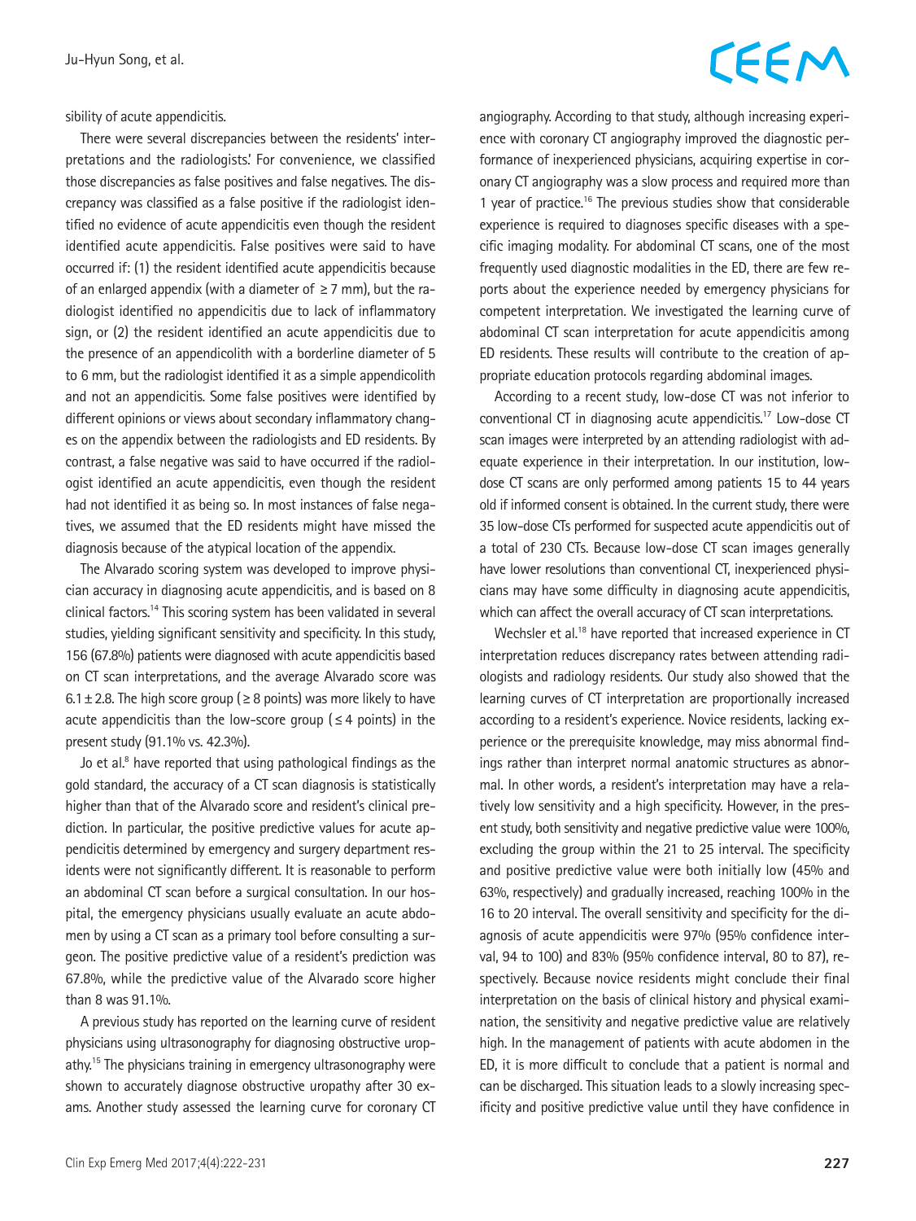sibility of acute appendicitis.

There were several discrepancies between the residents' interpretations and the radiologists.' For convenience, we classified those discrepancies as false positives and false negatives. The discrepancy was classified as a false positive if the radiologist identified no evidence of acute appendicitis even though the resident identified acute appendicitis. False positives were said to have occurred if: (1) the resident identified acute appendicitis because of an enlarged appendix (with a diameter of ≥ 7 mm), but the radiologist identified no appendicitis due to lack of inflammatory sign, or (2) the resident identified an acute appendicitis due to the presence of an appendicolith with a borderline diameter of 5 to 6 mm, but the radiologist identified it as a simple appendicolith and not an appendicitis. Some false positives were identified by different opinions or views about secondary inflammatory changes on the appendix between the radiologists and ED residents. By contrast, a false negative was said to have occurred if the radiologist identified an acute appendicitis, even though the resident had not identified it as being so. In most instances of false negatives, we assumed that the ED residents might have missed the diagnosis because of the atypical location of the appendix.

The Alvarado scoring system was developed to improve physician accuracy in diagnosing acute appendicitis, and is based on 8 clinical factors.[14] This scoring system has been validated in several studies, yielding significant sensitivity and specificity. In this study, 156 (67.8%) patients were diagnosed with acute appendicitis based on CT scan interpretations, and the average Alvarado score was 6.1 ± 2.8. The high score group (≥ 8 points) was more likely to have acute appendicitis than the low-score group (≤ 4 points) in the present study (91.1% vs. 42.3%).

Jo et al.[8] have reported that using pathological findings as the gold standard, the accuracy of a CT scan diagnosis is statistically higher than that of the Alvarado score and resident's clinical prediction. In particular, the positive predictive values for acute appendicitis determined by emergency and surgery department residents were not significantly different. It is reasonable to perform an abdominal CT scan before a surgical consultation. In our hospital, the emergency physicians usually evaluate an acute abdomen by using a CT scan as a primary tool before consulting a surgeon. The positive predictive value of a resident's prediction was 67.8%, while the predictive value of the Alvarado score higher than 8 was 91.1%.

A previous study has reported on the learning curve of resident physicians using ultrasonography for diagnosing obstructive uropathy.[15] The physicians training in emergency ultrasonography were shown to accurately diagnose obstructive uropathy after 30 exams. Another study assessed the learning curve for coronary CT angiography. According to that study, although increasing experience with coronary CT angiography improved the diagnostic performance of inexperienced physicians, acquiring expertise in coronary CT angiography was a slow process and required more than 1 year of practice.[16] The previous studies show that considerable experience is required to diagnoses specific diseases with a specific imaging modality. For abdominal CT scans, one of the most frequently used diagnostic modalities in the ED, there are few reports about the experience needed by emergency physicians for competent interpretation. We investigated the learning curve of abdominal CT scan interpretation for acute appendicitis among ED residents. These results will contribute to the creation of appropriate education protocols regarding abdominal images.

According to a recent study, low-dose CT was not inferior to conventional CT in diagnosing acute appendicitis.[17] Low-dose CT scan images were interpreted by an attending radiologist with adequate experience in their interpretation. In our institution, low-dose CT scans are only performed among patients 15 to 44 years old if informed consent is obtained. In the current study, there were 35 low-dose CTs performed for suspected acute appendicitis out of a total of 230 CTs. Because low-dose CT scan images generally have lower resolutions than conventional CT, inexperienced physicians may have some difficulty in diagnosing acute appendicitis, which can affect the overall accuracy of CT scan interpretations.

Wechsler et al.[18] have reported that increased experience in CT interpretation reduces discrepancy rates between attending radiologists and radiology residents. Our study also showed that the learning curves of CT interpretation are proportionally increased according to a resident's experience. Novice residents, lacking experience or the prerequisite knowledge, may miss abnormal findings rather than interpret normal anatomic structures as abnormal. In other words, a resident's interpretation may have a relatively low sensitivity and a high specificity. However, in the present study, both sensitivity and negative predictive value were 100%, excluding the group within the 21 to 25 interval. The specificity and positive predictive value were both initially low (45% and 63%, respectively) and gradually increased, reaching 100% in the 16 to 20 interval. The overall sensitivity and specificity for the diagnosis of acute appendicitis were 97% (95% confidence interval, 94 to 100) and 83% (95% confidence interval, 80 to 87), respectively. Because novice residents might conclude their final interpretation on the basis of clinical history and physical examination, the sensitivity and negative predictive value are relatively high. In the management of patients with acute abdomen in the ED, it is more difficult to conclude that a patient is normal and can be discharged. This situation leads to a slowly increasing specificity and positive predictive value until they have confidence in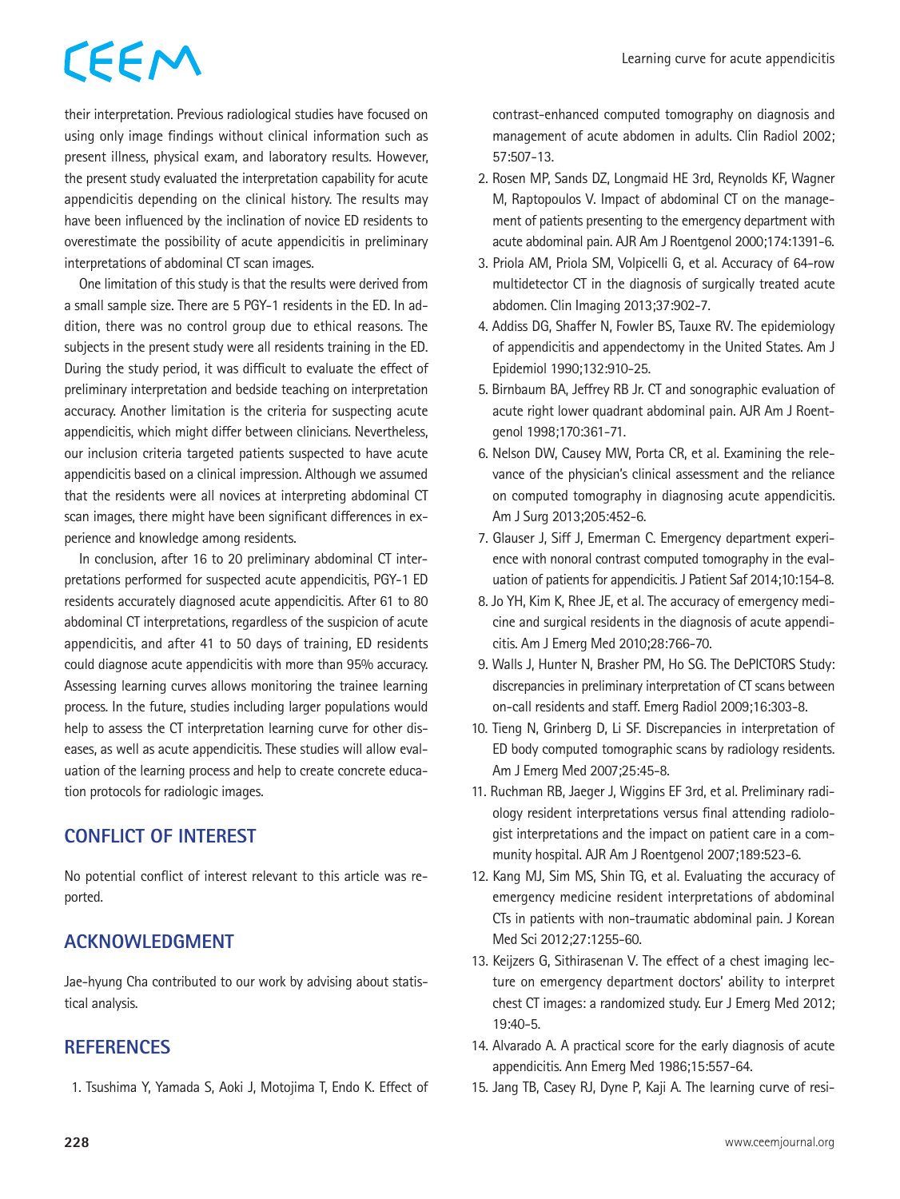their interpretation. Previous radiological studies have focused on using only image findings without clinical information such as present illness, physical exam, and laboratory results. However, the present study evaluated the interpretation capability for acute appendicitis depending on the clinical history. The results may have been influenced by the inclination of novice ED residents to overestimate the possibility of acute appendicitis in preliminary interpretations of abdominal CT scan images.

One limitation of this study is that the results were derived from a small sample size. There are 5 PGY-1 residents in the ED. In addition, there was no control group due to ethical reasons. The subjects in the present study were all residents training in the ED. During the study period, it was difficult to evaluate the effect of preliminary interpretation and bedside teaching on interpretation accuracy. Another limitation is the criteria for suspecting acute appendicitis, which might differ between clinicians. Nevertheless, our inclusion criteria targeted patients suspected to have acute appendicitis based on a clinical impression. Although we assumed that the residents were all novices at interpreting abdominal CT scan images, there might have been significant differences in experience and knowledge among residents.

In conclusion, after 16 to 20 preliminary abdominal CT interpretations performed for suspected acute appendicitis, PGY-1 ED residents accurately diagnosed acute appendicitis. After 61 to 80 abdominal CT interpretations, regardless of the suspicion of acute appendicitis, and after 41 to 50 days of training, ED residents could diagnose acute appendicitis with more than 95% accuracy. Assessing learning curves allows monitoring the trainee learning process. In the future, studies including larger populations would help to assess the CT interpretation learning curve for other diseases, as well as acute appendicitis. These studies will allow evaluation of the learning process and help to create concrete education protocols for radiologic images.

## CONFLICT OF INTEREST

No potential conflict of interest relevant to this article was reported.

## ACKNOWLEDGMENT

Jae-hyung Cha contributed to our work by advising about statistical analysis.

## REFERENCES

1. Tsushima Y, Yamada S, Aoki J, Motojima T, Endo K. Effect of contrast-enhanced computed tomography on diagnosis and management of acute abdomen in adults. Clin Radiol 2002; 57:507-13.
2. Rosen MP, Sands DZ, Longmaid HE 3rd, Reynolds KF, Wagner M, Raptopoulos V. Impact of abdominal CT on the management of patients presenting to the emergency department with acute abdominal pain. AJR Am J Roentgenol 2000;174:1391-6.
3. Priola AM, Priola SM, Volpicelli G, et al. Accuracy of 64-row multidetector CT in the diagnosis of surgically treated acute abdomen. Clin Imaging 2013;37:902-7.
4. Addiss DG, Shaffer N, Fowler BS, Tauxe RV. The epidemiology of appendicitis and appendectomy in the United States. Am J Epidemiol 1990;132:910-25.
5. Birnbaum BA, Jeffrey RB Jr. CT and sonographic evaluation of acute right lower quadrant abdominal pain. AJR Am J Roentgenol 1998;170:361-71.
6. Nelson DW, Causey MW, Porta CR, et al. Examining the relevance of the physician's clinical assessment and the reliance on computed tomography in diagnosing acute appendicitis. Am J Surg 2013;205:452-6.
7. Glauser J, Siff J, Emerman C. Emergency department experience with nonoral contrast computed tomography in the evaluation of patients for appendicitis. J Patient Saf 2014;10:154-8.
8. Jo YH, Kim K, Rhee JE, et al. The accuracy of emergency medicine and surgical residents in the diagnosis of acute appendicitis. Am J Emerg Med 2010;28:766-70.
9. Walls J, Hunter N, Brasher PM, Ho SG. The DePICTORS Study: discrepancies in preliminary interpretation of CT scans between on-call residents and staff. Emerg Radiol 2009;16:303-8.
10. Tieng N, Grinberg D, Li SF. Discrepancies in interpretation of ED body computed tomographic scans by radiology residents. Am J Emerg Med 2007;25:45-8.
11. Ruchman RB, Jaeger J, Wiggins EF 3rd, et al. Preliminary radiology resident interpretations versus final attending radiologist interpretations and the impact on patient care in a community hospital. AJR Am J Roentgenol 2007;189:523-6.
12. Kang MJ, Sim MS, Shin TG, et al. Evaluating the accuracy of emergency medicine resident interpretations of abdominal CTs in patients with non-traumatic abdominal pain. J Korean Med Sci 2012;27:1255-60.
13. Keijzers G, Sithirasenan V. The effect of a chest imaging lecture on emergency department doctors' ability to interpret chest CT images: a randomized study. Eur J Emerg Med 2012; 19:40-5.
14. Alvarado A. A practical score for the early diagnosis of acute appendicitis. Ann Emerg Med 1986;15:557-64.
15. Jang TB, Casey RJ, Dyne P, Kaji A. The learning curve of resi-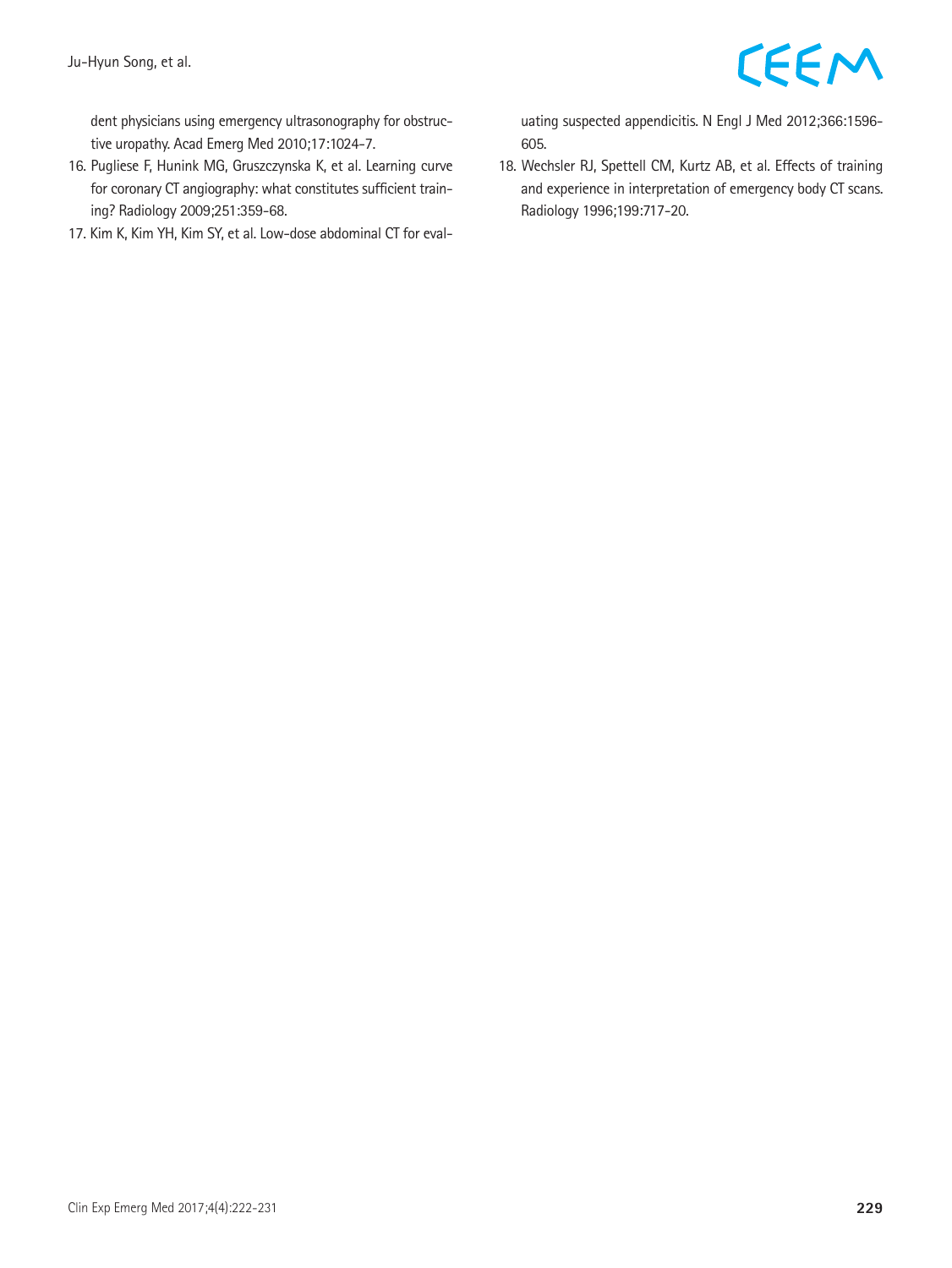dent physicians using emergency ultrasonography for obstructive uropathy. Acad Emerg Med 2010;17:1024-7.

16. Pugliese F, Hunink MG, Gruszczynska K, et al. Learning curve for coronary CT angiography: what constitutes sufficient training? Radiology 2009;251:359-68.
17. Kim K, Kim YH, Kim SY, et al. Low-dose abdominal CT for evaluating suspected appendicitis. N Engl J Med 2012;366:1596-605.
18. Wechsler RJ, Spettell CM, Kurtz AB, et al. Effects of training and experience in interpretation of emergency body CT scans. Radiology 1996;199:717-20.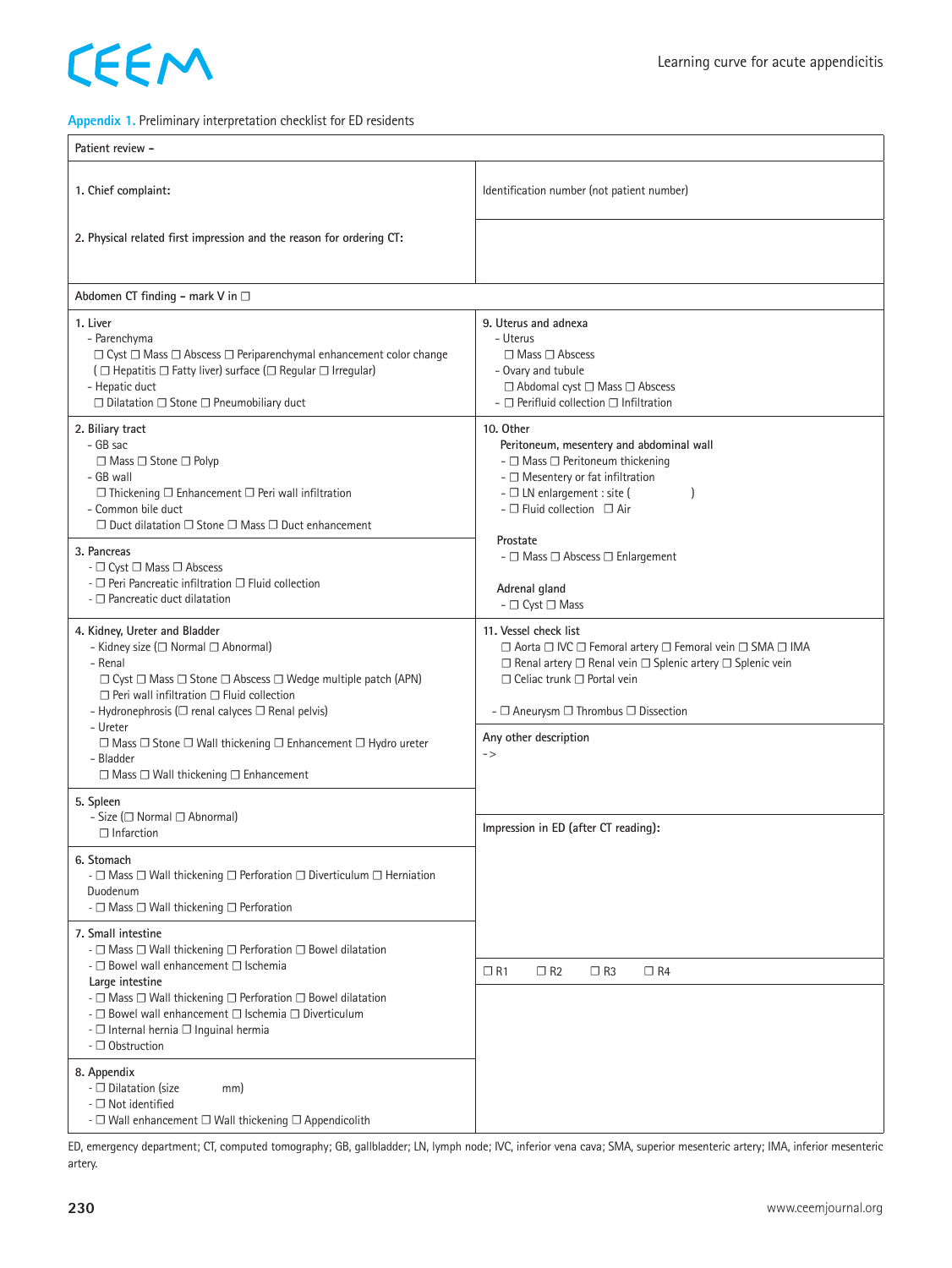**Appendix 1.** Preliminary interpretation checklist for ED residents

| Patient review – | |
|---|---|
| 1. Chief complaint: | Identification number (not patient number) |
| 2. Physical related first impression and the reason for ordering CT: | |
| Abdomen CT finding – mark V in ☐ | |
| 1. Liver<br>- Parenchyma<br>☐ Cyst ☐ Mass ☐ Abscess ☐ Periparenchymal enhancement color change<br>( ☐ Hepatitis ☐ Fatty liver) surface (☐ Regular ☐ Irregular)<br>- Hepatic duct<br>☐ Dilatation ☐ Stone ☐ Pneumobiliary duct | 9. Uterus and adnexa<br>- Uterus<br>☐ Mass ☐ Abscess<br>- Ovary and tubule<br>☐ Abdomal cyst ☐ Mass ☐ Abscess<br>- ☐ Perifluid collection ☐ Infiltration |
| 2. Biliary tract<br>- GB sac<br>☐ Mass ☐ Stone ☐ Polyp<br>- GB wall<br>☐ Thickening ☐ Enhancement ☐ Peri wall infiltration<br>- Common bile duct<br>☐ Duct dilatation ☐ Stone ☐ Mass ☐ Duct enhancement<br><br>3. Pancreas<br>- ☐ Cyst ☐ Mass ☐ Abscess<br>- ☐ Peri Pancreatic infiltration ☐ Fluid collection<br>- ☐ Pancreatic duct dilatation | 10. Other<br>Peritoneum, mesentery and abdominal wall<br>- ☐ Mass ☐ Peritoneum thickening<br>- ☐ Mesentery or fat infiltration<br>- ☐ LN enlargement : site ( )<br>- ☐ Fluid collection ☐ Air<br><br>Prostate<br>- ☐ Mass ☐ Abscess ☐ Enlargement<br><br>Adrenal gland<br>- ☐ Cyst ☐ Mass |
| 4. Kidney, Ureter and Bladder<br>- Kidney size (☐ Normal ☐ Abnormal)<br>- Renal<br>☐ Cyst ☐ Mass ☐ Stone ☐ Abscess ☐ Wedge multiple patch (APN)<br>☐ Peri wall infiltration ☐ Fluid collection<br>- Hydronephrosis (☐ renal calyces ☐ Renal pelvis)<br>- Ureter<br>☐ Mass ☐ Stone ☐ Wall thickening ☐ Enhancement ☐ Hydro ureter<br>- Bladder<br>☐ Mass ☐ Wall thickening ☐ Enhancement | 11. Vessel check list<br>☐ Aorta ☐ IVC ☐ Femoral artery ☐ Femoral vein ☐ SMA ☐ IMA<br>☐ Renal artery ☐ Renal vein ☐ Splenic artery ☐ Splenic vein<br>☐ Celiac trunk ☐ Portal vein<br><br>- ☐ Aneurysm ☐ Thrombus ☐ Dissection<br><br>Any other description<br>-> |
| 5. Spleen<br>- Size (☐ Normal ☐ Abnormal)<br>☐ Infarction | |
| 6. Stomach<br>- ☐ Mass ☐ Wall thickening ☐ Perforation ☐ Diverticulum ☐ Herniation<br>Duodenum<br>- ☐ Mass ☐ Wall thickening ☐ Perforation | Impression in ED (after CT reading): |
| 7. Small intestine<br>- ☐ Mass ☐ Wall thickening ☐ Perforation ☐ Bowel dilatation<br>- ☐ Bowel wall enhancement ☐ Ischemia<br>Large intestine<br>- ☐ Mass ☐ Wall thickening ☐ Perforation ☐ Bowel dilatation<br>- ☐ Bowel wall enhancement ☐ Ischemia ☐ Diverticulum<br>- ☐ Internal hernia ☐ Inguinal hermia<br>- ☐ Obstruction | ☐ R1 ☐ R2 ☐ R3 ☐ R4 |
| 8. Appendix<br>- ☐ Dilatation (size mm)<br>- ☐ Not identified<br>- ☐ Wall enhancement ☐ Wall thickening ☐ Appendicolith | |

ED, emergency department; CT, computed tomography; GB, gallbladder; LN, lymph node; IVC, inferior vena cava; SMA, superior mesenteric artery; IMA, inferior mesenteric artery.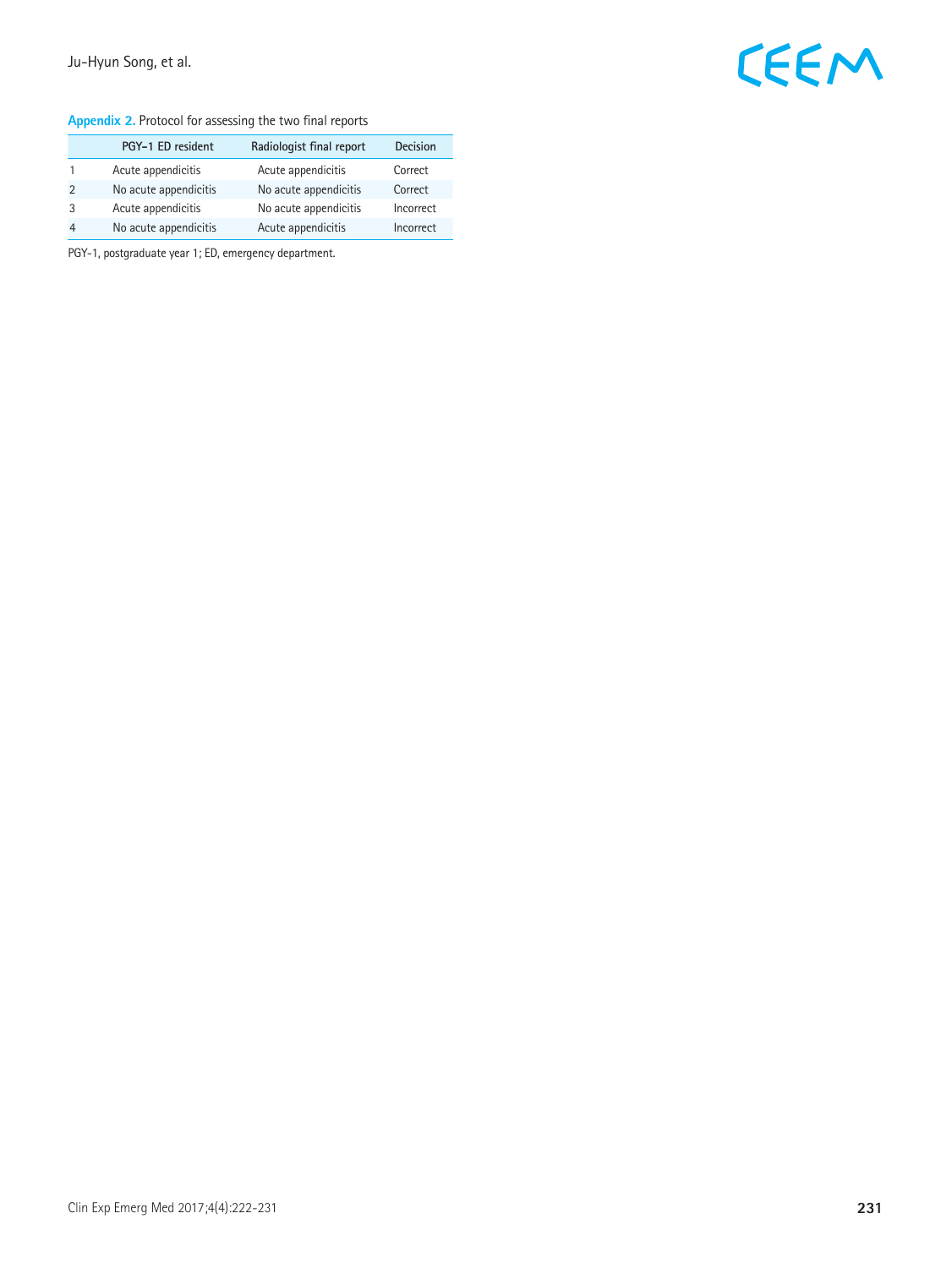**Appendix 2.** Protocol for assessing the two final reports

| | PGY-1 ED resident | Radiologist final report | Decision |
|---|---|---|---|
| 1 | Acute appendicitis | Acute appendicitis | Correct |
| 2 | No acute appendicitis | No acute appendicitis | Correct |
| 3 | Acute appendicitis | No acute appendicitis | Incorrect |
| 4 | No acute appendicitis | Acute appendicitis | Incorrect |

PGY-1, postgraduate year 1; ED, emergency department.